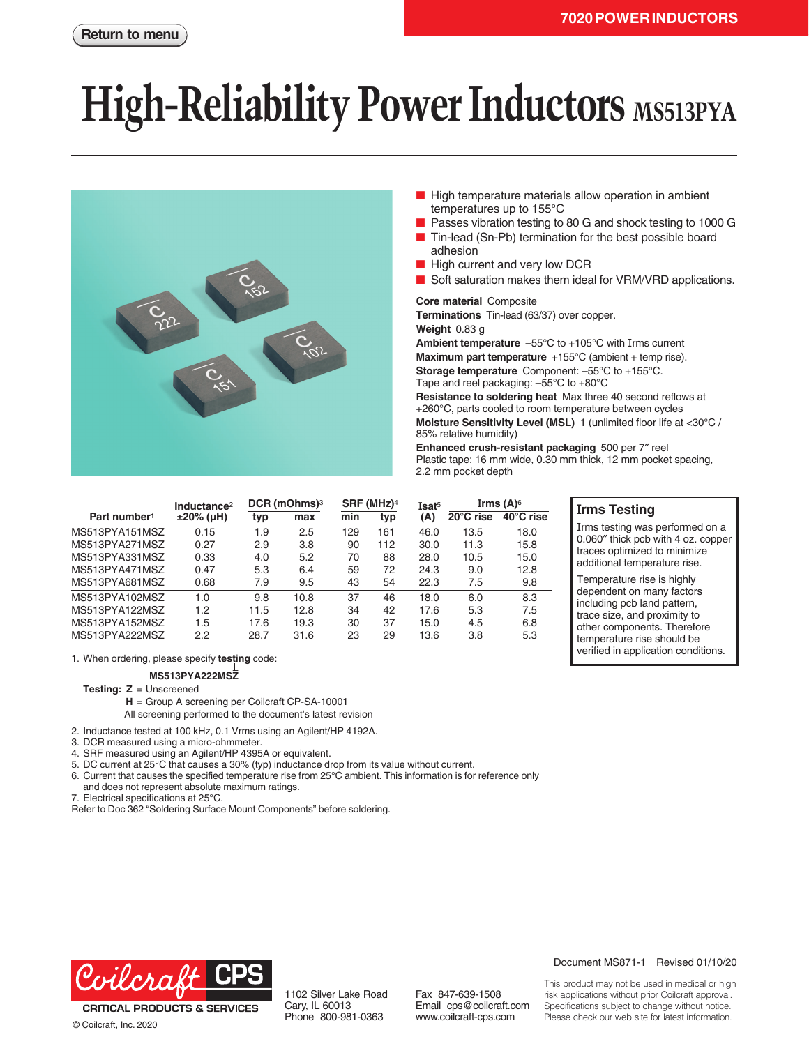7020 POWER INDUCTORS

Return to menu

# High-Reliability Power Inductors MS513PYA

- High temperature materials allow operation in ambient temperatures up to 155°C
- Passes vibration testing to 80 G and shock testing to 1000 G
- Tin-lead (Sn-Pb) termination for the best possible board adhesion
- High current and very low DCR
- Soft saturation makes them ideal for VRM/VRD applications.

**Core material** Composite
**Terminations** Tin-lead (63/37) over copper.
**Weight** 0.83 g
**Ambient temperature** –55°C to +105°C with Irms current
**Maximum part temperature** +155°C (ambient + temp rise).
**Storage temperature** Component: –55°C to +155°C. Tape and reel packaging: –55°C to +80°C
**Resistance to soldering heat** Max three 40 second reflows at +260°C, parts cooled to room temperature between cycles
**Moisture Sensitivity Level (MSL)** 1 (unlimited floor life at <30°C / 85% relative humidity)
**Enhanced crush-resistant packaging** 500 per 7″ reel
Plastic tape: 16 mm wide, 0.30 mm thick, 12 mm pocket spacing, 2.2 mm pocket depth

| Part number[1] | Inductance[2] ±20% (µH) | DCR (mOhms)[3] typ | DCR (mOhms)[3] max | SRF (MHz)[4] min | SRF (MHz)[4] typ | Isat[5] (A) | Irms (A)[6] 20°C rise | Irms (A)[6] 40°C rise |
|---|---|---|---|---|---|---|---|---|
| MS513PYA151MSZ | 0.15 | 1.9 | 2.5 | 129 | 161 | 46.0 | 13.5 | 18.0 |
| MS513PYA271MSZ | 0.27 | 2.9 | 3.8 | 90 | 112 | 30.0 | 11.3 | 15.8 |
| MS513PYA331MSZ | 0.33 | 4.0 | 5.2 | 70 | 88 | 28.0 | 10.5 | 15.0 |
| MS513PYA471MSZ | 0.47 | 5.3 | 6.4 | 59 | 72 | 24.3 | 9.0 | 12.8 |
| MS513PYA681MSZ | 0.68 | 7.9 | 9.5 | 43 | 54 | 22.3 | 7.5 | 9.8 |
| MS513PYA102MSZ | 1.0 | 9.8 | 10.8 | 37 | 46 | 18.0 | 6.0 | 8.3 |
| MS513PYA122MSZ | 1.2 | 11.5 | 12.8 | 34 | 42 | 17.6 | 5.3 | 7.5 |
| MS513PYA152MSZ | 1.5 | 17.6 | 19.3 | 30 | 37 | 15.0 | 4.5 | 6.8 |
| MS513PYA222MSZ | 2.2 | 28.7 | 31.6 | 23 | 29 | 13.6 | 3.8 | 5.3 |

### Irms Testing

Irms testing was performed on a 0.060″ thick pcb with 4 oz. copper traces optimized to minimize additional temperature rise.

Temperature rise is highly dependent on many factors including pcb land pattern, trace size, and proximity to other components. Therefore temperature rise should be verified in application conditions.

1. When ordering, please specify **testing** code:

   **MS513PYA222MSZ**

   **Testing:** **Z** = Unscreened
   **H** = Group A screening per Coilcraft CP-SA-10001
   All screening performed to the document's latest revision
2. Inductance tested at 100 kHz, 0.1 Vrms using an Agilent/HP 4192A.
3. DCR measured using a micro-ohmmeter.
4. SRF measured using an Agilent/HP 4395A or equivalent.
5. DC current at 25°C that causes a 30% (typ) inductance drop from its value without current.
6. Current that causes the specified temperature rise from 25°C ambient. This information is for reference only and does not represent absolute maximum ratings.
7. Electrical specifications at 25°C.

Refer to Doc 362 "Soldering Surface Mount Components" before soldering.

Coilcraft CPS
CRITICAL PRODUCTS & SERVICES
© Coilcraft, Inc. 2020

1102 Silver Lake Road
Cary, IL 60013
Phone 800-981-0363

Fax 847-639-1508
Email cps@coilcraft.com
www.coilcraft-cps.com

Document MS871-1 Revised 01/10/20

This product may not be used in medical or high risk applications without prior Coilcraft approval. Specifications subject to change without notice. Please check our web site for latest information.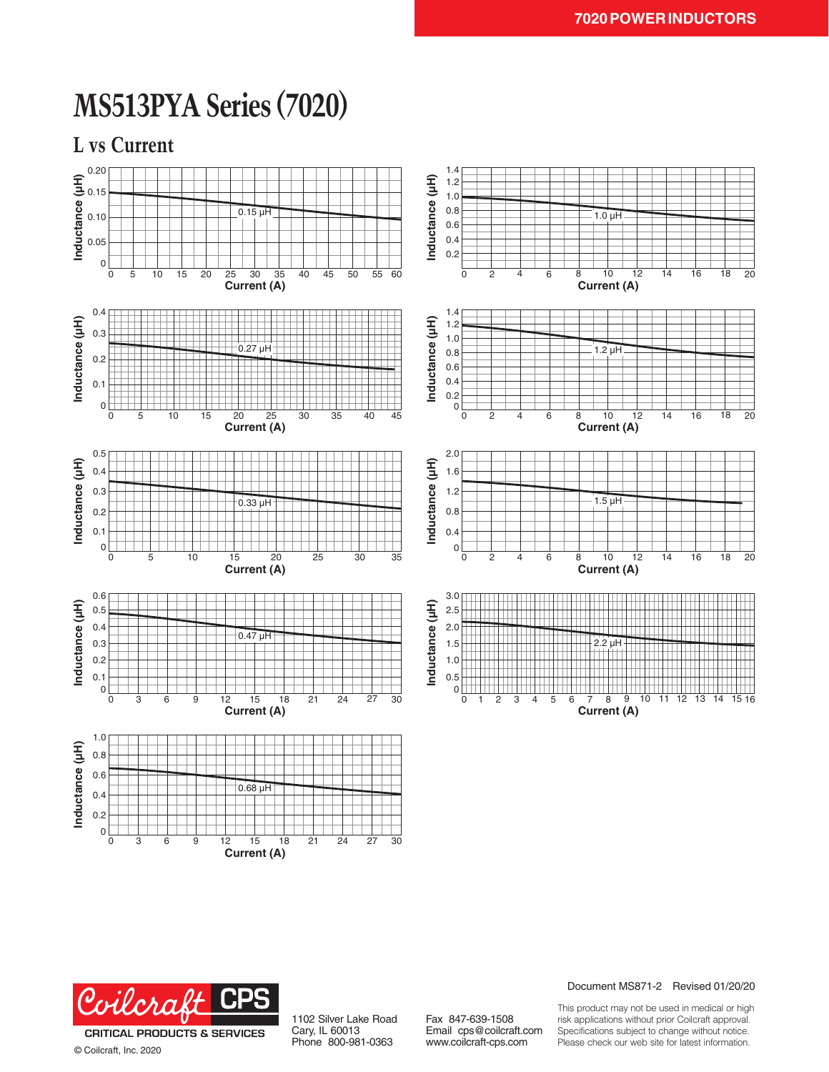# MS513PYA Series (7020)

## L vs Current

Inductance (µH) vs Current (A)

- 0.15 µH (0–60 A)
- 1.0 µH (0–20 A)
- 0.27 µH (0–45 A)
- 1.2 µH (0–20 A)
- 0.33 µH (0–35 A)
- 1.5 µH (0–20 A)
- 0.47 µH (0–30 A)
- 2.2 µH (0–16 A)
- 0.68 µH (0–30 A)

Document MS871-2 Revised 01/20/20

Coilcraft CPS
CRITICAL PRODUCTS & SERVICES
© Coilcraft, Inc. 2020

1102 Silver Lake Road
Cary, IL 60013
Phone 800-981-0363

Fax 847-639-1508
Email cps@coilcraft.com
www.coilcraft-cps.com

This product may not be used in medical or high risk applications without prior Coilcraft approval. Specifications subject to change without notice. Please check our web site for latest information.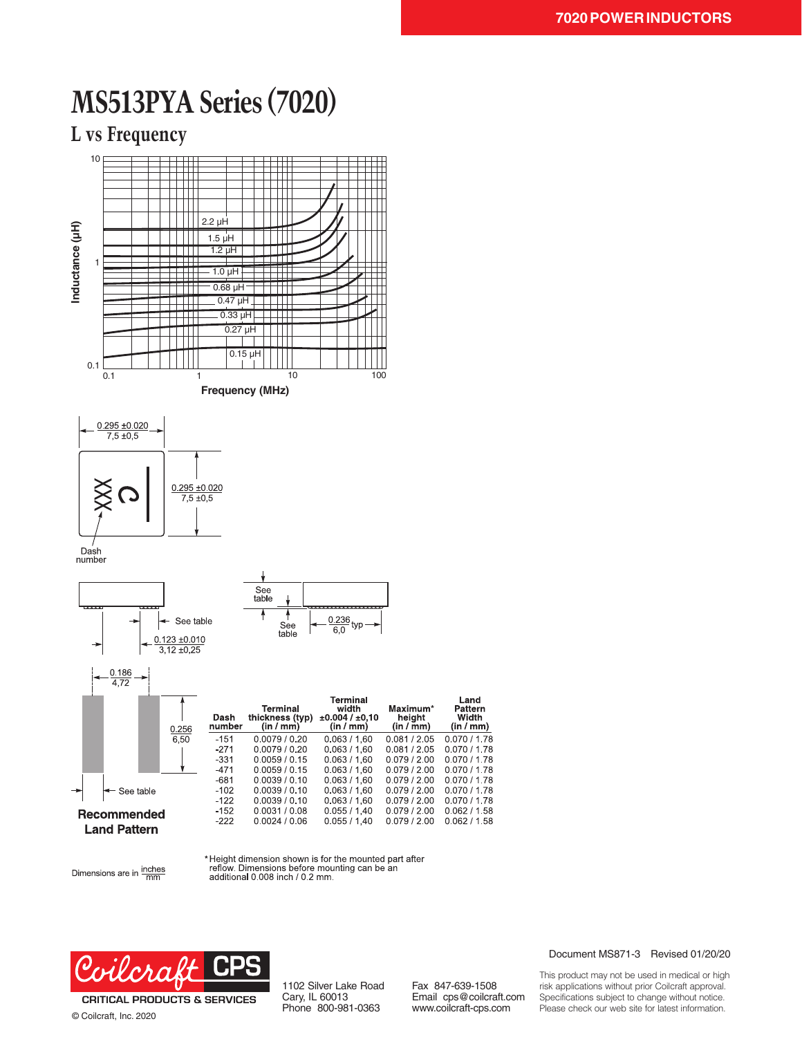# MS513PYA Series (7020)

## L vs Frequency

Inductance (µH)

10

1

0.1

0.1 1 10 100

Frequency (MHz)

2.2 µH
1.5 µH
1.2 µH
1.0 µH
0.68 µH
0.47 µH
0.33 µH
0.27 µH
0.15 µH

0.295 ±0.020
7,5 ±0,5

0.295 ±0.020
7,5 ±0,5

XXX

C

Dash number

See table

0.123 ±0.010
3,12 ±0,25

See table

See table

0.236
6,0
typ

0.186
4,72

0.256
6,50

See table

**Recommended Land Pattern**

| Dash number | Terminal thickness (typ) (in / mm) | Terminal width ±0.004 / ±0,10 (in / mm) | Maximum* height (in / mm) | Land Pattern Width (in / mm) |
|---|---|---|---|---|
| -151 | 0.0079 / 0.20 | 0.063 / 1,60 | 0.081 / 2.05 | 0.070 / 1.78 |
| -271 | 0.0079 / 0.20 | 0.063 / 1,60 | 0.081 / 2.05 | 0.070 / 1.78 |
| -331 | 0.0059 / 0.15 | 0.063 / 1,60 | 0.079 / 2.00 | 0.070 / 1.78 |
| -471 | 0.0059 / 0.15 | 0.063 / 1,60 | 0.079 / 2.00 | 0.070 / 1.78 |
| -681 | 0.0039 / 0.10 | 0.063 / 1,60 | 0.079 / 2.00 | 0.070 / 1.78 |
| -102 | 0.0039 / 0.10 | 0.063 / 1,60 | 0.079 / 2.00 | 0.070 / 1.78 |
| -122 | 0.0039 / 0.10 | 0.063 / 1,60 | 0.079 / 2.00 | 0.070 / 1.78 |
| -152 | 0.0031 / 0.08 | 0.055 / 1,40 | 0.079 / 2.00 | 0.062 / 1.58 |
| -222 | 0.0024 / 0.06 | 0.055 / 1,40 | 0.079 / 2.00 | 0.062 / 1.58 |

Dimensions are in $\frac{\text{inches}}{\text{mm}}$

*Height dimension shown is for the mounted part after reflow. Dimensions before mounting can be an additional 0.008 inch / 0.2 mm.

Document MS871-3 Revised 01/20/20

Coilcraft CPS
CRITICAL PRODUCTS & SERVICES

© Coilcraft, Inc. 2020

1102 Silver Lake Road
Cary, IL 60013
Phone 800-981-0363

Fax 847-639-1508
Email cps@coilcraft.com
www.coilcraft-cps.com

This product may not be used in medical or high risk applications without prior Coilcraft approval. Specifications subject to change without notice. Please check our web site for latest information.